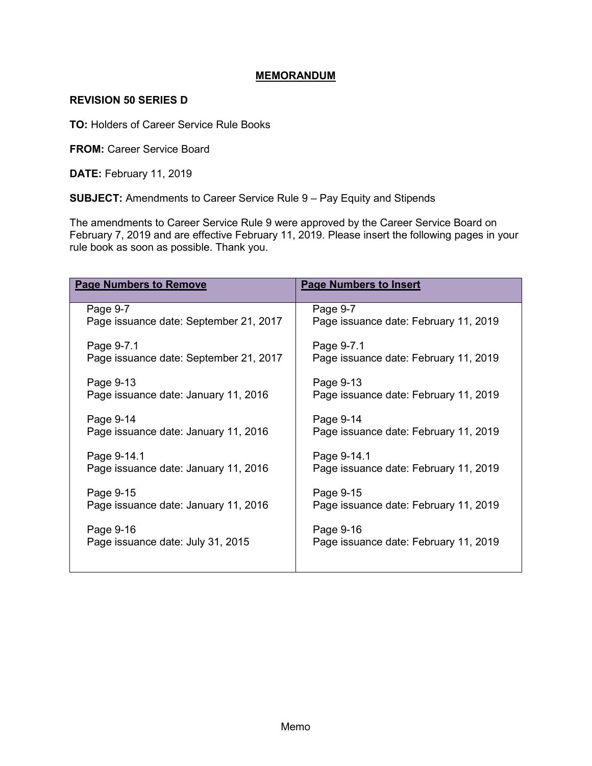# MEMORANDUM

**REVISION 50 SERIES D**

**TO:** Holders of Career Service Rule Books

**FROM:** Career Service Board

**DATE:** February 11, 2019

**SUBJECT:** Amendments to Career Service Rule 9 – Pay Equity and Stipends

The amendments to Career Service Rule 9 were approved by the Career Service Board on February 7, 2019 and are effective February 11, 2019. Please insert the following pages in your rule book as soon as possible. Thank you.

| Page Numbers to Remove | Page Numbers to Insert |
|---|---|
| Page 9-7<br>Page issuance date: September 21, 2017 | Page 9-7<br>Page issuance date: February 11, 2019 |
| Page 9-7.1<br>Page issuance date: September 21, 2017 | Page 9-7.1<br>Page issuance date: February 11, 2019 |
| Page 9-13<br>Page issuance date: January 11, 2016 | Page 9-13<br>Page issuance date: February 11, 2019 |
| Page 9-14<br>Page issuance date: January 11, 2016 | Page 9-14<br>Page issuance date: February 11, 2019 |
| Page 9-14.1<br>Page issuance date: January 11, 2016 | Page 9-14.1<br>Page issuance date: February 11, 2019 |
| Page 9-15<br>Page issuance date: January 11, 2016 | Page 9-15<br>Page issuance date: February 11, 2019 |
| Page 9-16<br>Page issuance date: July 31, 2015 | Page 9-16<br>Page issuance date: February 11, 2019 |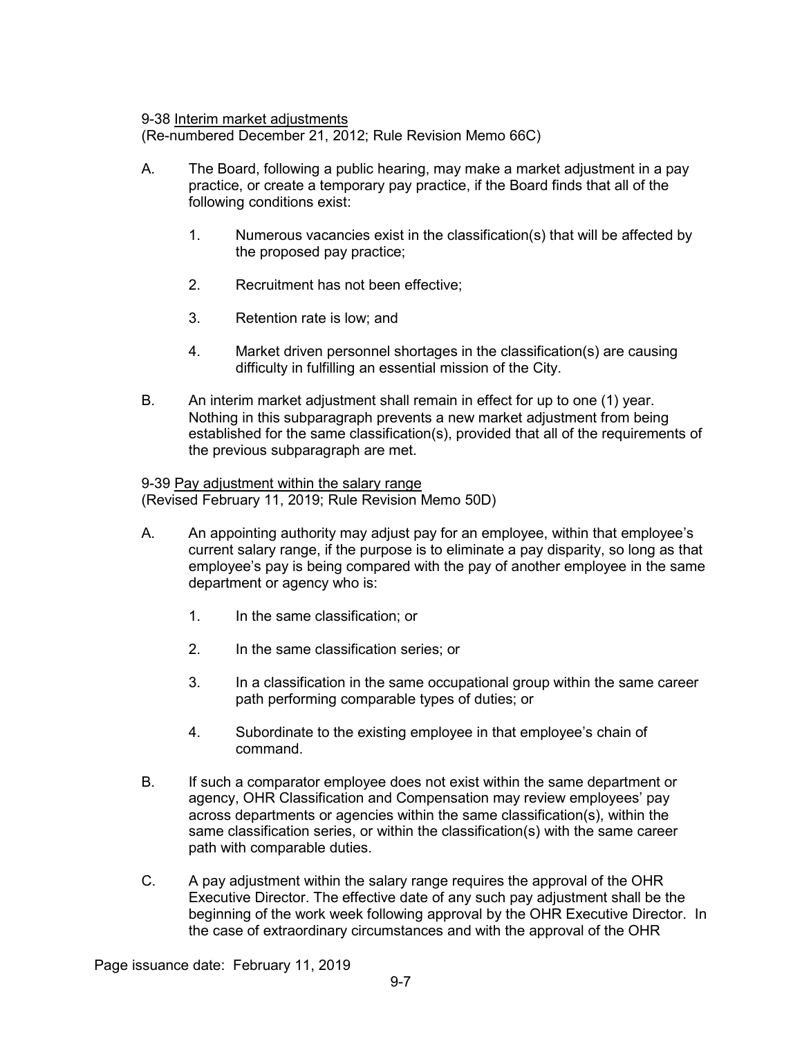9-38 <u>Interim market adjustments</u>
(Re-numbered December 21, 2012; Rule Revision Memo 66C)

A. The Board, following a public hearing, may make a market adjustment in a pay practice, or create a temporary pay practice, if the Board finds that all of the following conditions exist:

   1. Numerous vacancies exist in the classification(s) that will be affected by the proposed pay practice;

   2. Recruitment has not been effective;

   3. Retention rate is low; and

   4. Market driven personnel shortages in the classification(s) are causing difficulty in fulfilling an essential mission of the City.

B. An interim market adjustment shall remain in effect for up to one (1) year. Nothing in this subparagraph prevents a new market adjustment from being established for the same classification(s), provided that all of the requirements of the previous subparagraph are met.

9-39 <u>Pay adjustment within the salary range</u>
(Revised February 11, 2019; Rule Revision Memo 50D)

A. An appointing authority may adjust pay for an employee, within that employee's current salary range, if the purpose is to eliminate a pay disparity, so long as that employee's pay is being compared with the pay of another employee in the same department or agency who is:

   1. In the same classification; or

   2. In the same classification series; or

   3. In a classification in the same occupational group within the same career path performing comparable types of duties; or

   4. Subordinate to the existing employee in that employee's chain of command.

B. If such a comparator employee does not exist within the same department or agency, OHR Classification and Compensation may review employees' pay across departments or agencies within the same classification(s), within the same classification series, or within the classification(s) with the same career path with comparable duties.

C. A pay adjustment within the salary range requires the approval of the OHR Executive Director. The effective date of any such pay adjustment shall be the beginning of the work week following approval by the OHR Executive Director. In the case of extraordinary circumstances and with the approval of the OHR

Page issuance date: February 11, 2019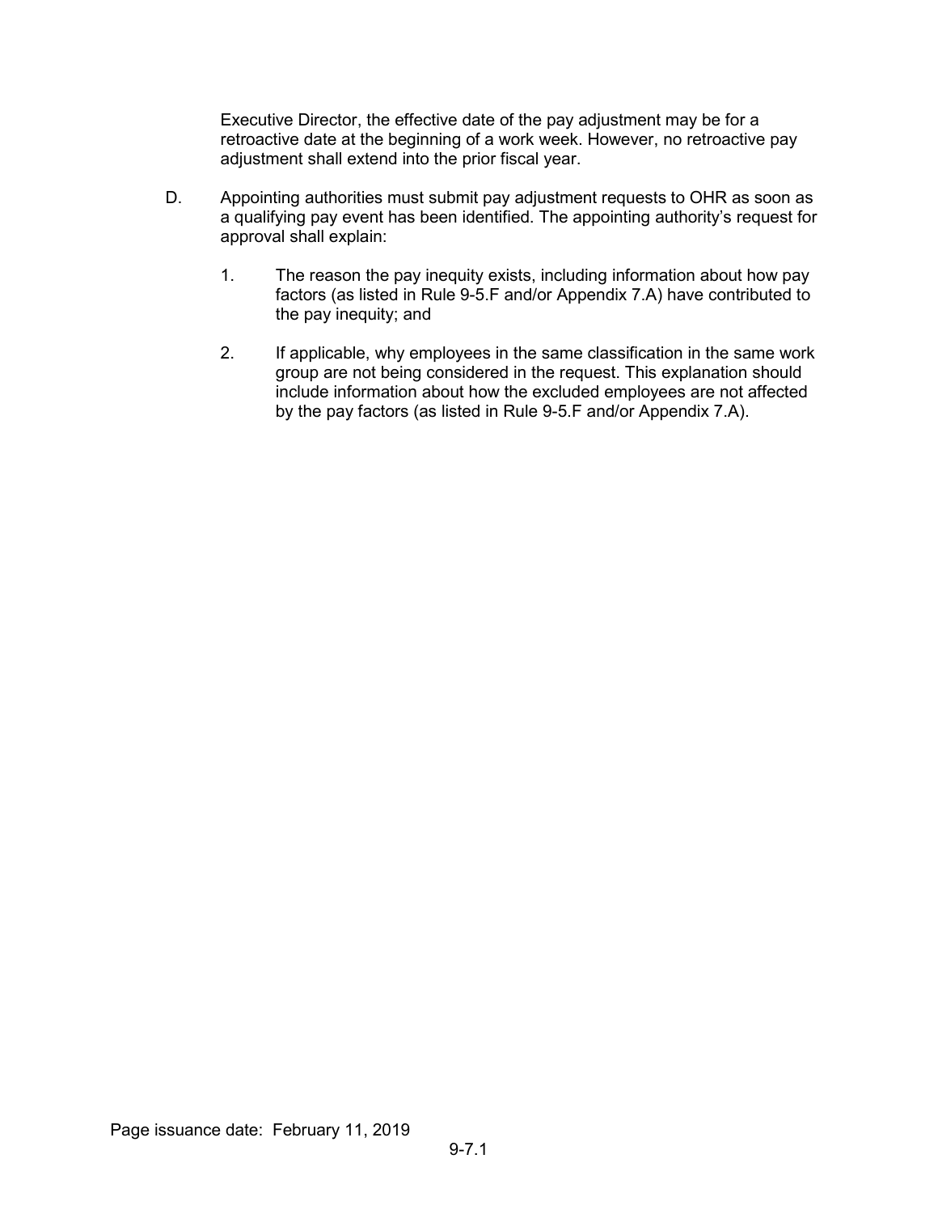Executive Director, the effective date of the pay adjustment may be for a retroactive date at the beginning of a work week. However, no retroactive pay adjustment shall extend into the prior fiscal year.

D. Appointing authorities must submit pay adjustment requests to OHR as soon as a qualifying pay event has been identified. The appointing authority's request for approval shall explain:

   1. The reason the pay inequity exists, including information about how pay factors (as listed in Rule 9-5.F and/or Appendix 7.A) have contributed to the pay inequity; and

   2. If applicable, why employees in the same classification in the same work group are not being considered in the request. This explanation should include information about how the excluded employees are not affected by the pay factors (as listed in Rule 9-5.F and/or Appendix 7.A).

Page issuance date: February 11, 2019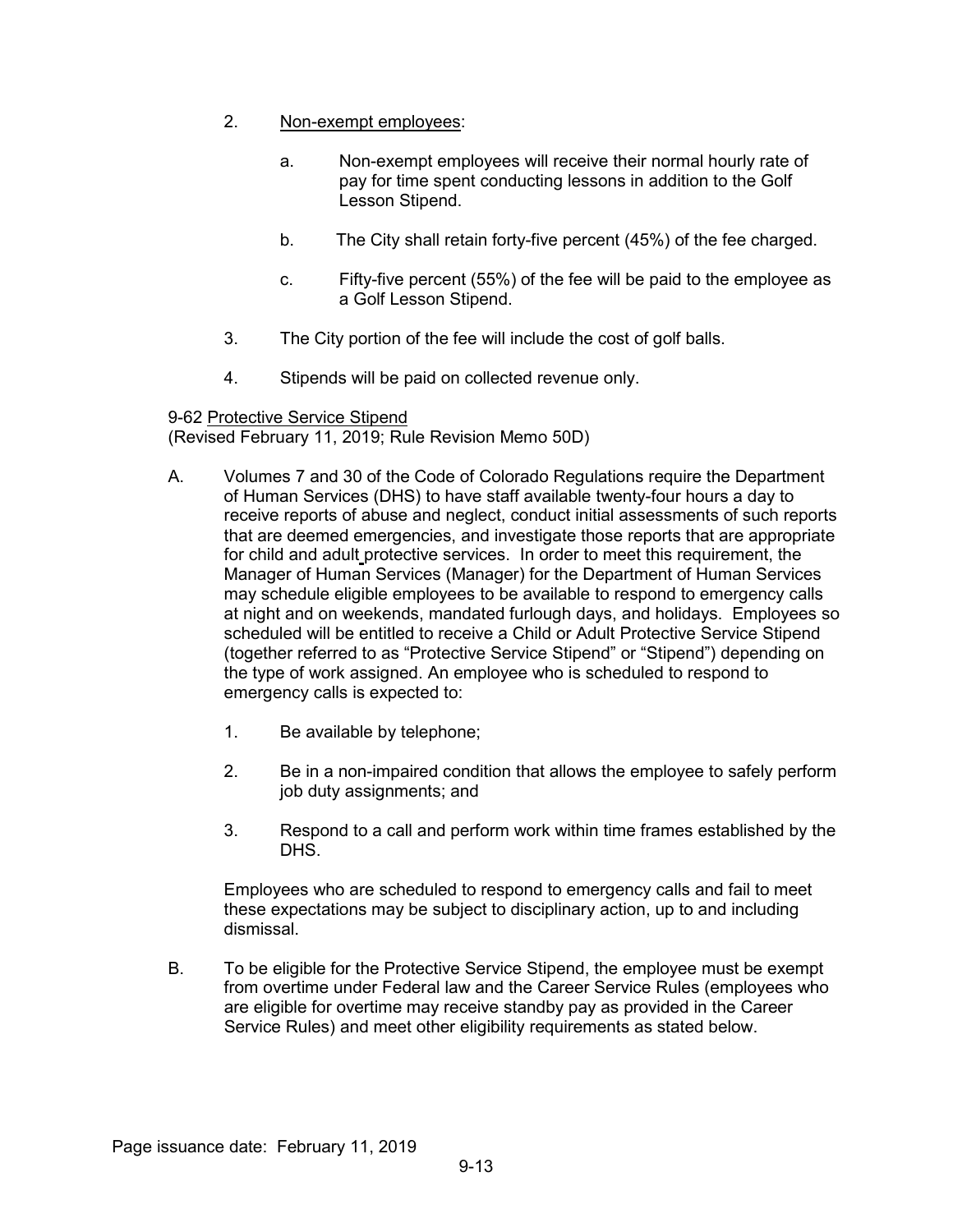2. Non-exempt employees:

   a. Non-exempt employees will receive their normal hourly rate of pay for time spent conducting lessons in addition to the Golf Lesson Stipend.

   b. The City shall retain forty-five percent (45%) of the fee charged.

   c. Fifty-five percent (55%) of the fee will be paid to the employee as a Golf Lesson Stipend.

3. The City portion of the fee will include the cost of golf balls.

4. Stipends will be paid on collected revenue only.

9-62 Protective Service Stipend
(Revised February 11, 2019; Rule Revision Memo 50D)

A. Volumes 7 and 30 of the Code of Colorado Regulations require the Department of Human Services (DHS) to have staff available twenty-four hours a day to receive reports of abuse and neglect, conduct initial assessments of such reports that are deemed emergencies, and investigate those reports that are appropriate for child and adult protective services. In order to meet this requirement, the Manager of Human Services (Manager) for the Department of Human Services may schedule eligible employees to be available to respond to emergency calls at night and on weekends, mandated furlough days, and holidays. Employees so scheduled will be entitled to receive a Child or Adult Protective Service Stipend (together referred to as "Protective Service Stipend" or "Stipend") depending on the type of work assigned. An employee who is scheduled to respond to emergency calls is expected to:

   1. Be available by telephone;

   2. Be in a non-impaired condition that allows the employee to safely perform job duty assignments; and

   3. Respond to a call and perform work within time frames established by the DHS.

   Employees who are scheduled to respond to emergency calls and fail to meet these expectations may be subject to disciplinary action, up to and including dismissal.

B. To be eligible for the Protective Service Stipend, the employee must be exempt from overtime under Federal law and the Career Service Rules (employees who are eligible for overtime may receive standby pay as provided in the Career Service Rules) and meet other eligibility requirements as stated below.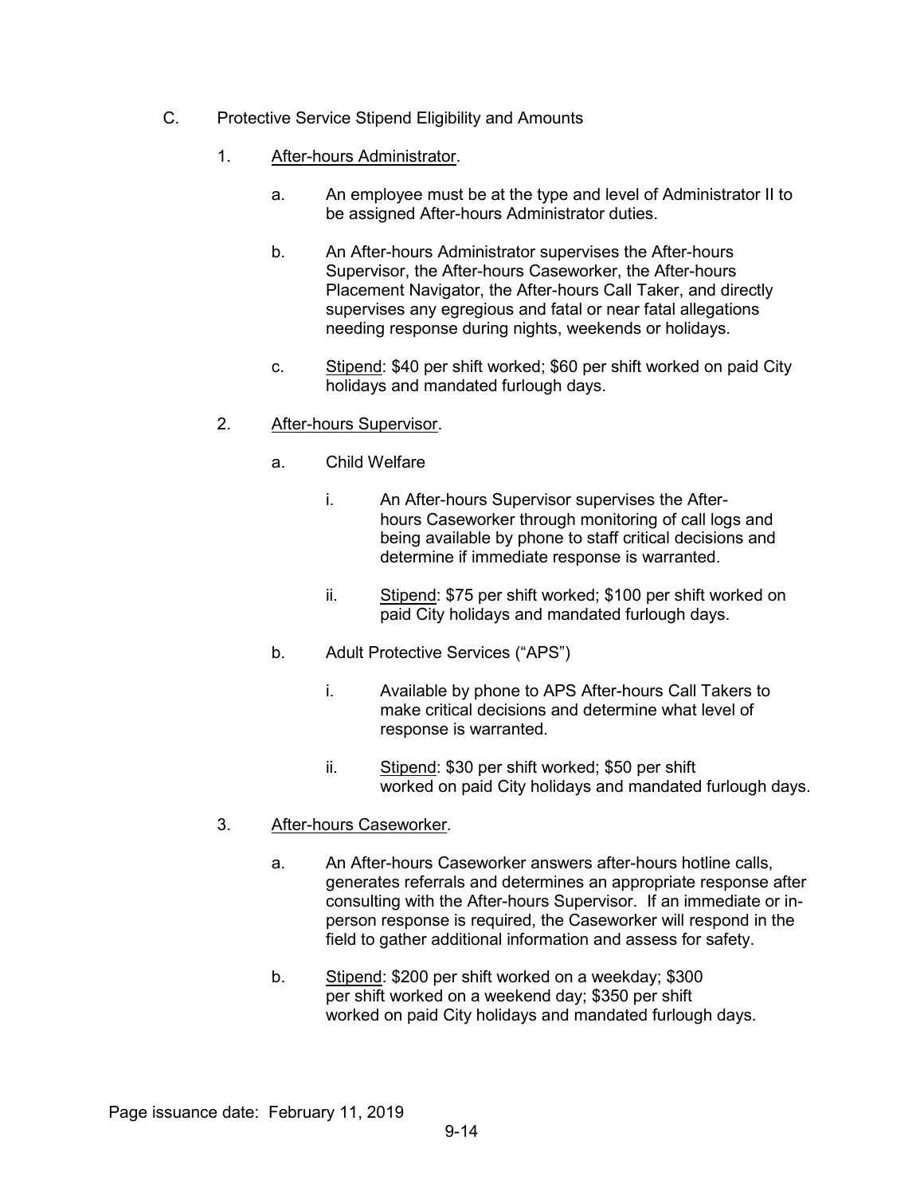C. Protective Service Stipend Eligibility and Amounts

1. After-hours Administrator.

   a. An employee must be at the type and level of Administrator II to be assigned After-hours Administrator duties.

   b. An After-hours Administrator supervises the After-hours Supervisor, the After-hours Caseworker, the After-hours Placement Navigator, the After-hours Call Taker, and directly supervises any egregious and fatal or near fatal allegations needing response during nights, weekends or holidays.

   c. Stipend: $40 per shift worked; $60 per shift worked on paid City holidays and mandated furlough days.

2. After-hours Supervisor.

   a. Child Welfare

      i. An After-hours Supervisor supervises the After-hours Caseworker through monitoring of call logs and being available by phone to staff critical decisions and determine if immediate response is warranted.

      ii. Stipend: $75 per shift worked; $100 per shift worked on paid City holidays and mandated furlough days.

   b. Adult Protective Services ("APS")

      i. Available by phone to APS After-hours Call Takers to make critical decisions and determine what level of response is warranted.

      ii. Stipend: $30 per shift worked; $50 per shift worked on paid City holidays and mandated furlough days.

3. After-hours Caseworker.

   a. An After-hours Caseworker answers after-hours hotline calls, generates referrals and determines an appropriate response after consulting with the After-hours Supervisor. If an immediate or in-person response is required, the Caseworker will respond in the field to gather additional information and assess for safety.

   b. Stipend: $200 per shift worked on a weekday; $300 per shift worked on a weekend day; $350 per shift worked on paid City holidays and mandated furlough days.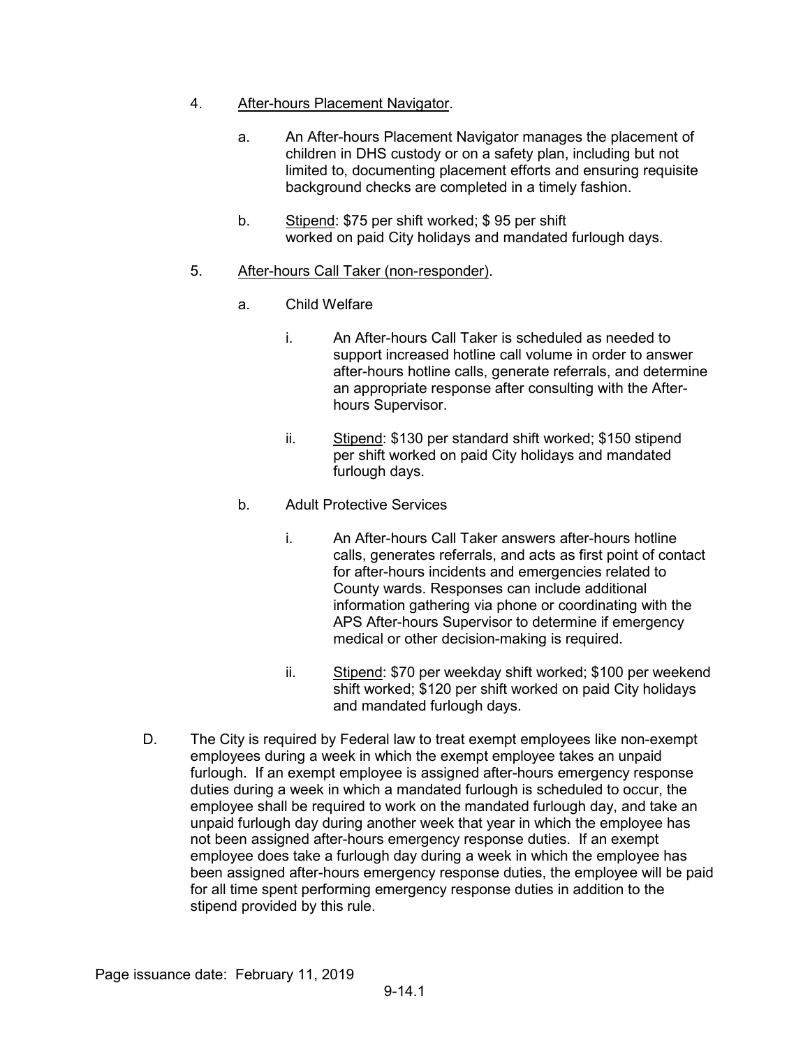4. <u>After-hours Placement Navigator</u>.

    a. An After-hours Placement Navigator manages the placement of children in DHS custody or on a safety plan, including but not limited to, documenting placement efforts and ensuring requisite background checks are completed in a timely fashion.

    b. <u>Stipend</u>: $75 per shift worked; $ 95 per shift worked on paid City holidays and mandated furlough days.

5. <u>After-hours Call Taker (non-responder)</u>.

    a. Child Welfare

        i. An After-hours Call Taker is scheduled as needed to support increased hotline call volume in order to answer after-hours hotline calls, generate referrals, and determine an appropriate response after consulting with the After-hours Supervisor.

        ii. <u>Stipend</u>: $130 per standard shift worked; $150 stipend per shift worked on paid City holidays and mandated furlough days.

    b. Adult Protective Services

        i. An After-hours Call Taker answers after-hours hotline calls, generates referrals, and acts as first point of contact for after-hours incidents and emergencies related to County wards. Responses can include additional information gathering via phone or coordinating with the APS After-hours Supervisor to determine if emergency medical or other decision-making is required.

        ii. <u>Stipend</u>: $70 per weekday shift worked; $100 per weekend shift worked; $120 per shift worked on paid City holidays and mandated furlough days.

D. The City is required by Federal law to treat exempt employees like non-exempt employees during a week in which the exempt employee takes an unpaid furlough. If an exempt employee is assigned after-hours emergency response duties during a week in which a mandated furlough is scheduled to occur, the employee shall be required to work on the mandated furlough day, and take an unpaid furlough day during another week that year in which the employee has not been assigned after-hours emergency response duties. If an exempt employee does take a furlough day during a week in which the employee has been assigned after-hours emergency response duties, the employee will be paid for all time spent performing emergency response duties in addition to the stipend provided by this rule.

Page issuance date: February 11, 2019

9-14.1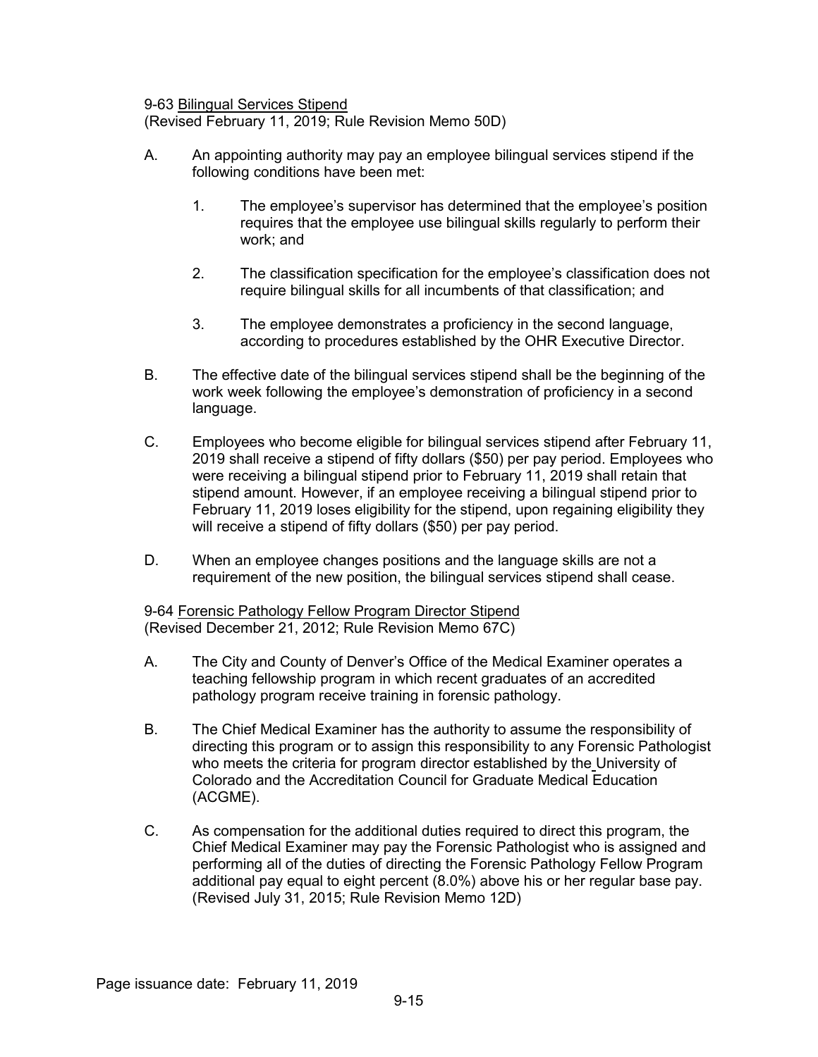9-63 Bilingual Services Stipend
(Revised February 11, 2019; Rule Revision Memo 50D)

A. An appointing authority may pay an employee bilingual services stipend if the following conditions have been met:

   1. The employee's supervisor has determined that the employee's position requires that the employee use bilingual skills regularly to perform their work; and

   2. The classification specification for the employee's classification does not require bilingual skills for all incumbents of that classification; and

   3. The employee demonstrates a proficiency in the second language, according to procedures established by the OHR Executive Director.

B. The effective date of the bilingual services stipend shall be the beginning of the work week following the employee's demonstration of proficiency in a second language.

C. Employees who become eligible for bilingual services stipend after February 11, 2019 shall receive a stipend of fifty dollars ($50) per pay period. Employees who were receiving a bilingual stipend prior to February 11, 2019 shall retain that stipend amount. However, if an employee receiving a bilingual stipend prior to February 11, 2019 loses eligibility for the stipend, upon regaining eligibility they will receive a stipend of fifty dollars ($50) per pay period.

D. When an employee changes positions and the language skills are not a requirement of the new position, the bilingual services stipend shall cease.

9-64 Forensic Pathology Fellow Program Director Stipend
(Revised December 21, 2012; Rule Revision Memo 67C)

A. The City and County of Denver's Office of the Medical Examiner operates a teaching fellowship program in which recent graduates of an accredited pathology program receive training in forensic pathology.

B. The Chief Medical Examiner has the authority to assume the responsibility of directing this program or to assign this responsibility to any Forensic Pathologist who meets the criteria for program director established by the University of Colorado and the Accreditation Council for Graduate Medical Education (ACGME).

C. As compensation for the additional duties required to direct this program, the Chief Medical Examiner may pay the Forensic Pathologist who is assigned and performing all of the duties of directing the Forensic Pathology Fellow Program additional pay equal to eight percent (8.0%) above his or her regular base pay. (Revised July 31, 2015; Rule Revision Memo 12D)

Page issuance date: February 11, 2019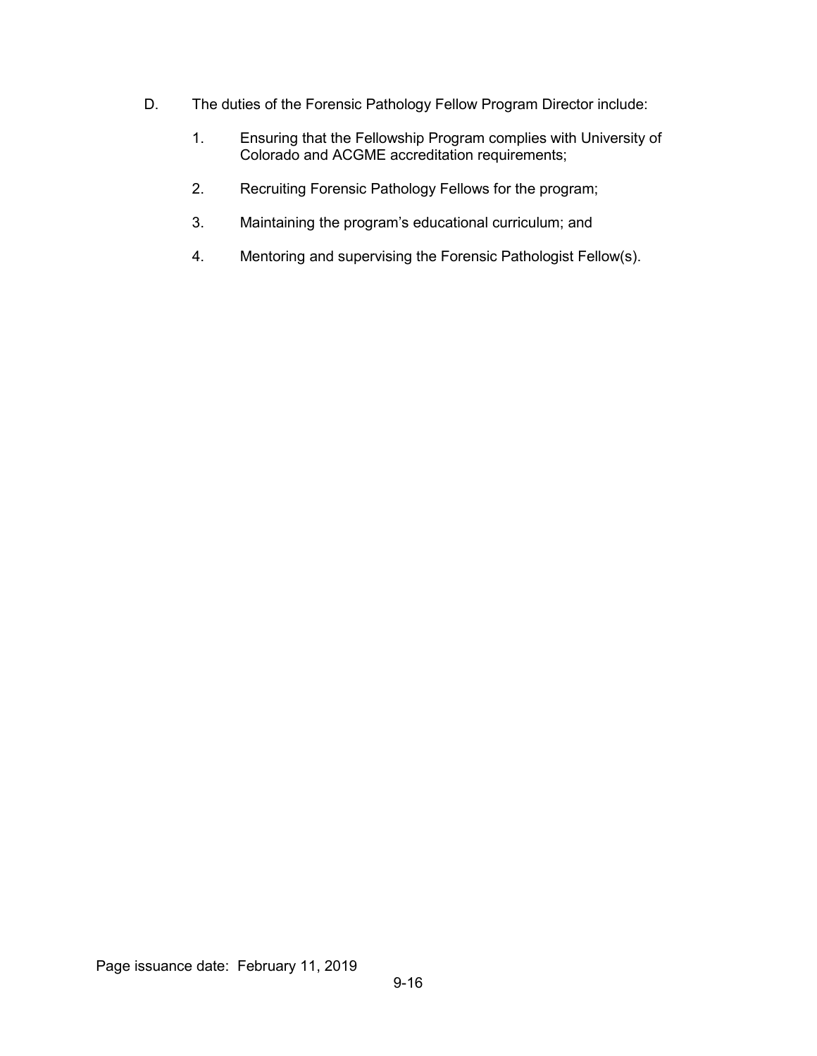D. The duties of the Forensic Pathology Fellow Program Director include:

1. Ensuring that the Fellowship Program complies with University of Colorado and ACGME accreditation requirements;

2. Recruiting Forensic Pathology Fellows for the program;

3. Maintaining the program's educational curriculum; and

4. Mentoring and supervising the Forensic Pathologist Fellow(s).